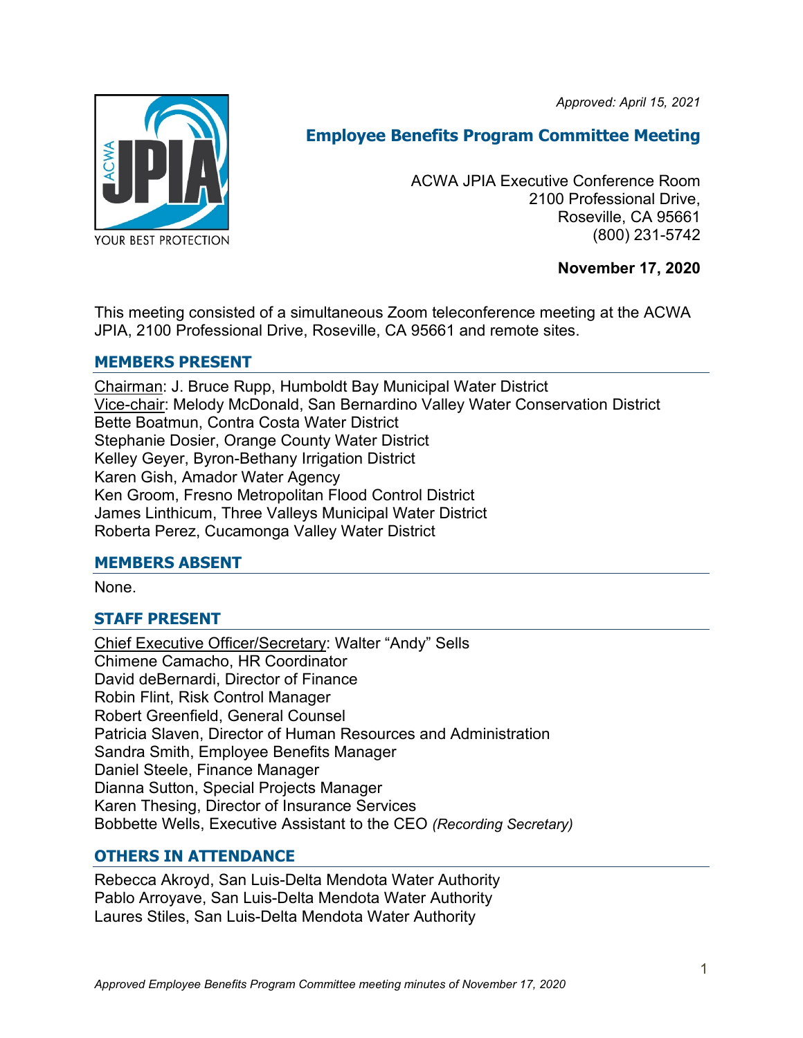*Approved: April 15, 2021*

# Employee Benefits Program Committee Meeting

ACWA JPIA Executive Conference Room
2100 Professional Drive,
Roseville, CA 95661
(800) 231-5742

**November 17, 2020**

This meeting consisted of a simultaneous Zoom teleconference meeting at the ACWA JPIA, 2100 Professional Drive, Roseville, CA 95661 and remote sites.

## MEMBERS PRESENT

Chairman: J. Bruce Rupp, Humboldt Bay Municipal Water District
Vice-chair: Melody McDonald, San Bernardino Valley Water Conservation District
Bette Boatmun, Contra Costa Water District
Stephanie Dosier, Orange County Water District
Kelley Geyer, Byron-Bethany Irrigation District
Karen Gish, Amador Water Agency
Ken Groom, Fresno Metropolitan Flood Control District
James Linthicum, Three Valleys Municipal Water District
Roberta Perez, Cucamonga Valley Water District

## MEMBERS ABSENT

None.

## STAFF PRESENT

Chief Executive Officer/Secretary: Walter "Andy" Sells
Chimene Camacho, HR Coordinator
David deBernardi, Director of Finance
Robin Flint, Risk Control Manager
Robert Greenfield, General Counsel
Patricia Slaven, Director of Human Resources and Administration
Sandra Smith, Employee Benefits Manager
Daniel Steele, Finance Manager
Dianna Sutton, Special Projects Manager
Karen Thesing, Director of Insurance Services
Bobbette Wells, Executive Assistant to the CEO *(Recording Secretary)*

## OTHERS IN ATTENDANCE

Rebecca Akroyd, San Luis-Delta Mendota Water Authority
Pablo Arroyave, San Luis-Delta Mendota Water Authority
Laures Stiles, San Luis-Delta Mendota Water Authority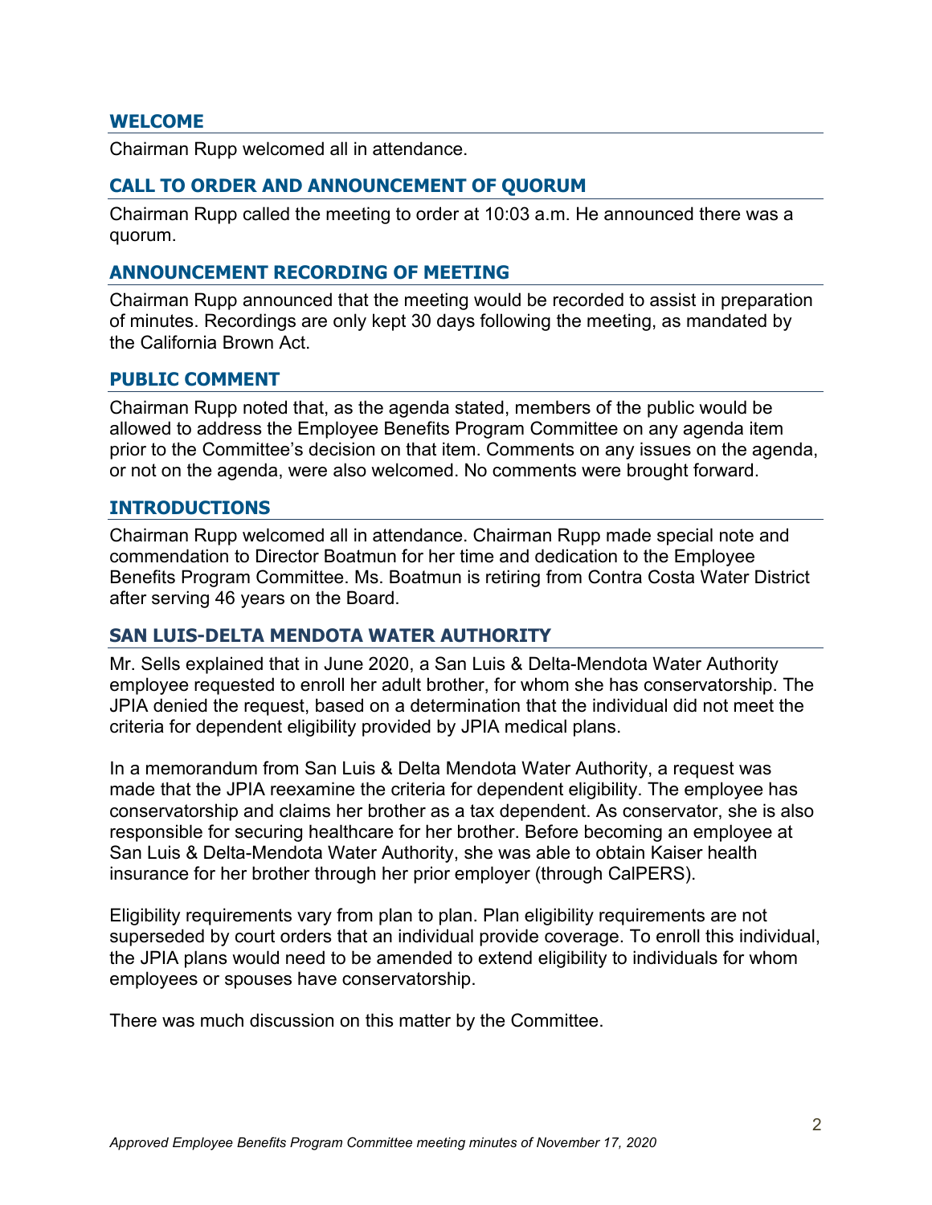## WELCOME

Chairman Rupp welcomed all in attendance.

## CALL TO ORDER AND ANNOUNCEMENT OF QUORUM

Chairman Rupp called the meeting to order at 10:03 a.m. He announced there was a quorum.

## ANNOUNCEMENT RECORDING OF MEETING

Chairman Rupp announced that the meeting would be recorded to assist in preparation of minutes. Recordings are only kept 30 days following the meeting, as mandated by the California Brown Act.

## PUBLIC COMMENT

Chairman Rupp noted that, as the agenda stated, members of the public would be allowed to address the Employee Benefits Program Committee on any agenda item prior to the Committee's decision on that item. Comments on any issues on the agenda, or not on the agenda, were also welcomed. No comments were brought forward.

## INTRODUCTIONS

Chairman Rupp welcomed all in attendance. Chairman Rupp made special note and commendation to Director Boatmun for her time and dedication to the Employee Benefits Program Committee. Ms. Boatmun is retiring from Contra Costa Water District after serving 46 years on the Board.

## SAN LUIS-DELTA MENDOTA WATER AUTHORITY

Mr. Sells explained that in June 2020, a San Luis & Delta-Mendota Water Authority employee requested to enroll her adult brother, for whom she has conservatorship. The JPIA denied the request, based on a determination that the individual did not meet the criteria for dependent eligibility provided by JPIA medical plans.

In a memorandum from San Luis & Delta Mendota Water Authority, a request was made that the JPIA reexamine the criteria for dependent eligibility. The employee has conservatorship and claims her brother as a tax dependent. As conservator, she is also responsible for securing healthcare for her brother. Before becoming an employee at San Luis & Delta-Mendota Water Authority, she was able to obtain Kaiser health insurance for her brother through her prior employer (through CalPERS).

Eligibility requirements vary from plan to plan. Plan eligibility requirements are not superseded by court orders that an individual provide coverage. To enroll this individual, the JPIA plans would need to be amended to extend eligibility to individuals for whom employees or spouses have conservatorship.

There was much discussion on this matter by the Committee.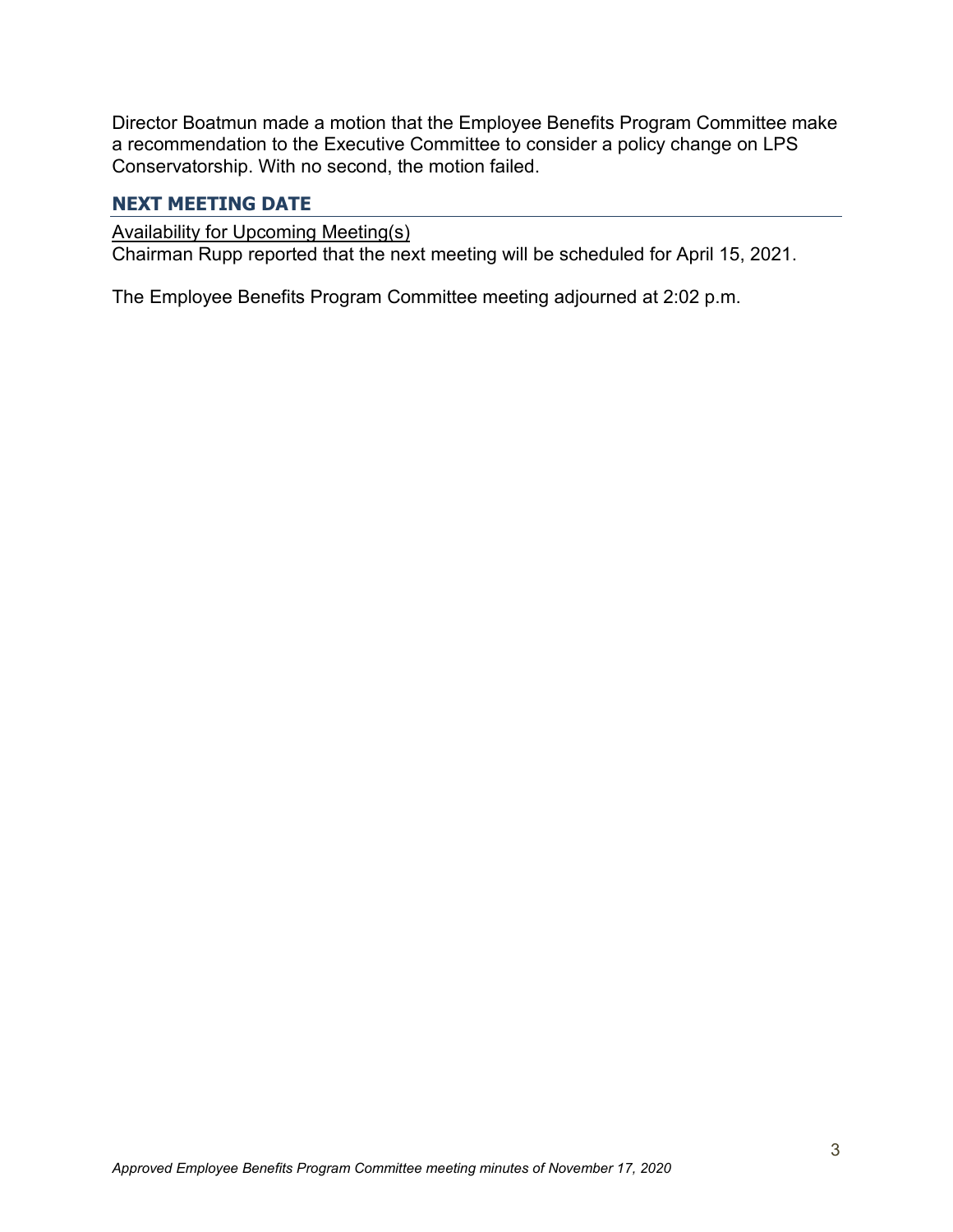Director Boatmun made a motion that the Employee Benefits Program Committee make a recommendation to the Executive Committee to consider a policy change on LPS Conservatorship. With no second, the motion failed.

## NEXT MEETING DATE

Availability for Upcoming Meeting(s)

Chairman Rupp reported that the next meeting will be scheduled for April 15, 2021.

The Employee Benefits Program Committee meeting adjourned at 2:02 p.m.